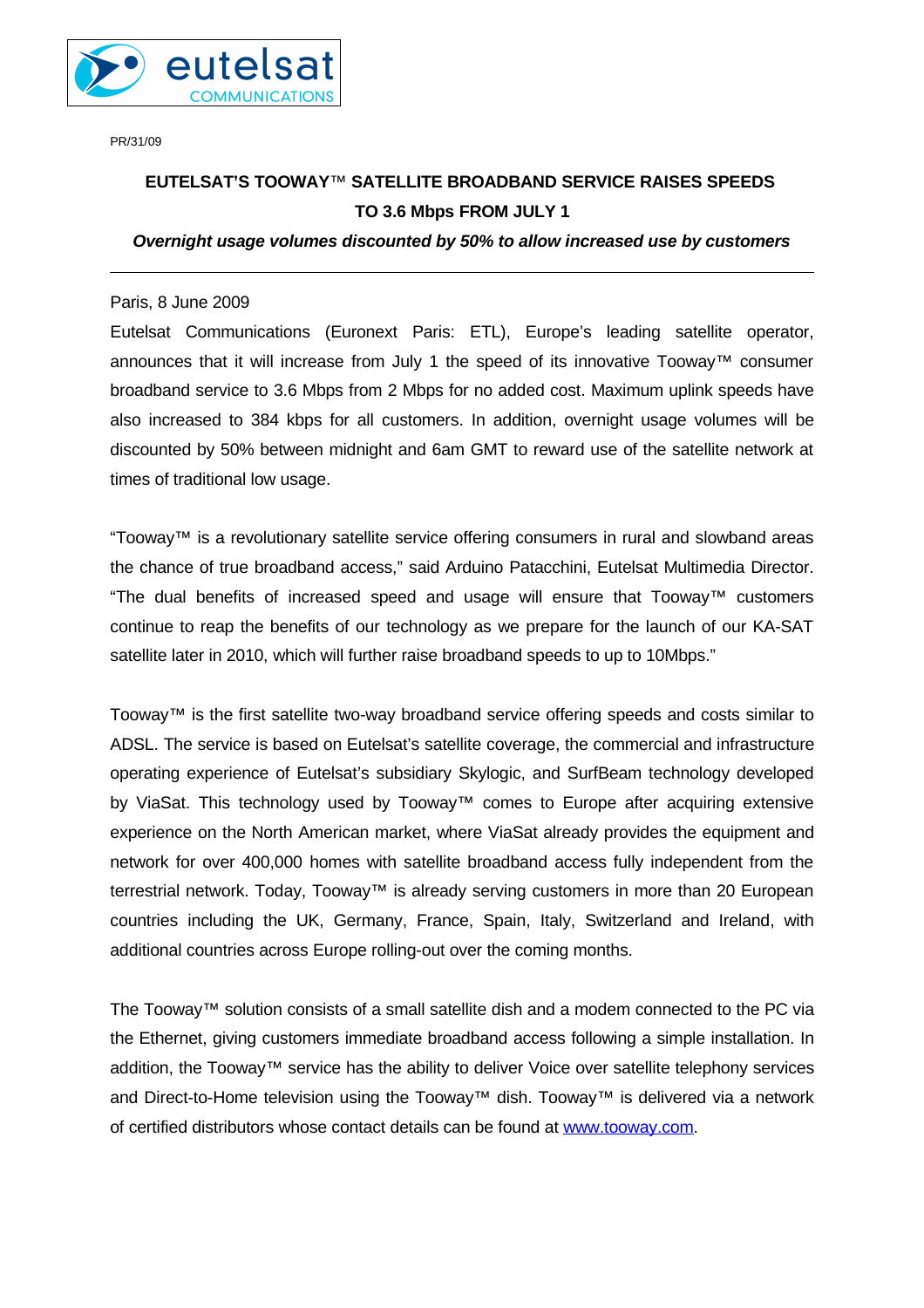PR/31/09

# EUTELSAT'S TOOWAY™ SATELLITE BROADBAND SERVICE RAISES SPEEDS TO 3.6 Mbps FROM JULY 1

***Overnight usage volumes discounted by 50% to allow increased use by customers***

---

Paris, 8 June 2009

Eutelsat Communications (Euronext Paris: ETL), Europe's leading satellite operator, announces that it will increase from July 1 the speed of its innovative Tooway™ consumer broadband service to 3.6 Mbps from 2 Mbps for no added cost. Maximum uplink speeds have also increased to 384 kbps for all customers. In addition, overnight usage volumes will be discounted by 50% between midnight and 6am GMT to reward use of the satellite network at times of traditional low usage.

"Tooway™ is a revolutionary satellite service offering consumers in rural and slowband areas the chance of true broadband access," said Arduino Patacchini, Eutelsat Multimedia Director. "The dual benefits of increased speed and usage will ensure that Tooway™ customers continue to reap the benefits of our technology as we prepare for the launch of our KA-SAT satellite later in 2010, which will further raise broadband speeds to up to 10Mbps."

Tooway™ is the first satellite two-way broadband service offering speeds and costs similar to ADSL. The service is based on Eutelsat's satellite coverage, the commercial and infrastructure operating experience of Eutelsat's subsidiary Skylogic, and SurfBeam technology developed by ViaSat. This technology used by Tooway™ comes to Europe after acquiring extensive experience on the North American market, where ViaSat already provides the equipment and network for over 400,000 homes with satellite broadband access fully independent from the terrestrial network. Today, Tooway™ is already serving customers in more than 20 European countries including the UK, Germany, France, Spain, Italy, Switzerland and Ireland, with additional countries across Europe rolling-out over the coming months.

The Tooway™ solution consists of a small satellite dish and a modem connected to the PC via the Ethernet, giving customers immediate broadband access following a simple installation. In addition, the Tooway™ service has the ability to deliver Voice over satellite telephony services and Direct-to-Home television using the Tooway™ dish. Tooway™ is delivered via a network of certified distributors whose contact details can be found at [www.tooway.com](http://www.tooway.com).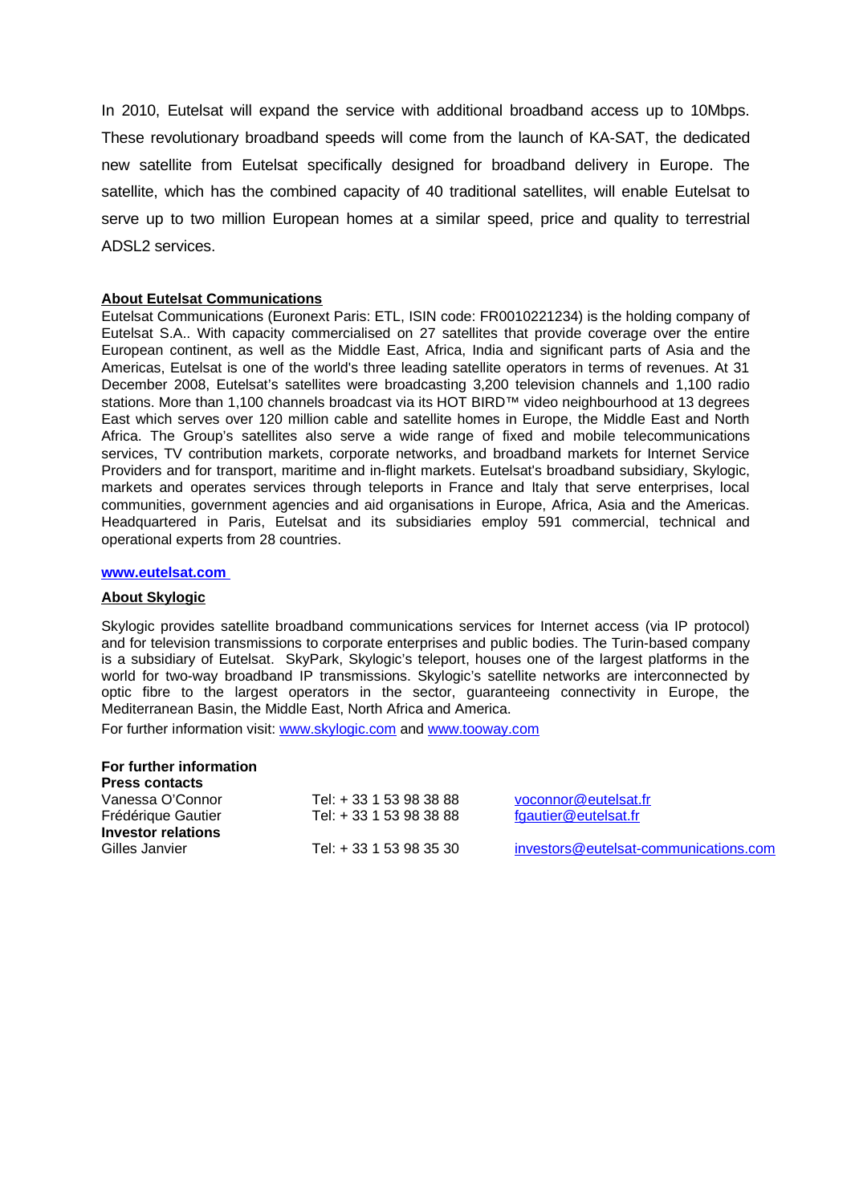In 2010, Eutelsat will expand the service with additional broadband access up to 10Mbps. These revolutionary broadband speeds will come from the launch of KA-SAT, the dedicated new satellite from Eutelsat specifically designed for broadband delivery in Europe. The satellite, which has the combined capacity of 40 traditional satellites, will enable Eutelsat to serve up to two million European homes at a similar speed, price and quality to terrestrial ADSL2 services.

**About Eutelsat Communications**

Eutelsat Communications (Euronext Paris: ETL, ISIN code: FR0010221234) is the holding company of Eutelsat S.A.. With capacity commercialised on 27 satellites that provide coverage over the entire European continent, as well as the Middle East, Africa, India and significant parts of Asia and the Americas, Eutelsat is one of the world's three leading satellite operators in terms of revenues. At 31 December 2008, Eutelsat's satellites were broadcasting 3,200 television channels and 1,100 radio stations. More than 1,100 channels broadcast via its HOT BIRD™ video neighbourhood at 13 degrees East which serves over 120 million cable and satellite homes in Europe, the Middle East and North Africa. The Group's satellites also serve a wide range of fixed and mobile telecommunications services, TV contribution markets, corporate networks, and broadband markets for Internet Service Providers and for transport, maritime and in-flight markets. Eutelsat's broadband subsidiary, Skylogic, markets and operates services through teleports in France and Italy that serve enterprises, local communities, government agencies and aid organisations in Europe, Africa, Asia and the Americas. Headquartered in Paris, Eutelsat and its subsidiaries employ 591 commercial, technical and operational experts from 28 countries.

**www.eutelsat.com**

**About Skylogic**

Skylogic provides satellite broadband communications services for Internet access (via IP protocol) and for television transmissions to corporate enterprises and public bodies. The Turin-based company is a subsidiary of Eutelsat. SkyPark, Skylogic's teleport, houses one of the largest platforms in the world for two-way broadband IP transmissions. Skylogic's satellite networks are interconnected by optic fibre to the largest operators in the sector, guaranteeing connectivity in Europe, the Mediterranean Basin, the Middle East, North Africa and America.

For further information visit: www.skylogic.com and www.tooway.com

**For further information**

| | | |
|---|---|---|
| **Press contacts** | | |
| Vanessa O'Connor | Tel: + 33 1 53 98 38 88 | voconnor@eutelsat.fr |
| Frédérique Gautier | Tel: + 33 1 53 98 38 88 | fgautier@eutelsat.fr |
| **Investor relations** | | |
| Gilles Janvier | Tel: + 33 1 53 98 35 30 | investors@eutelsat-communications.com |